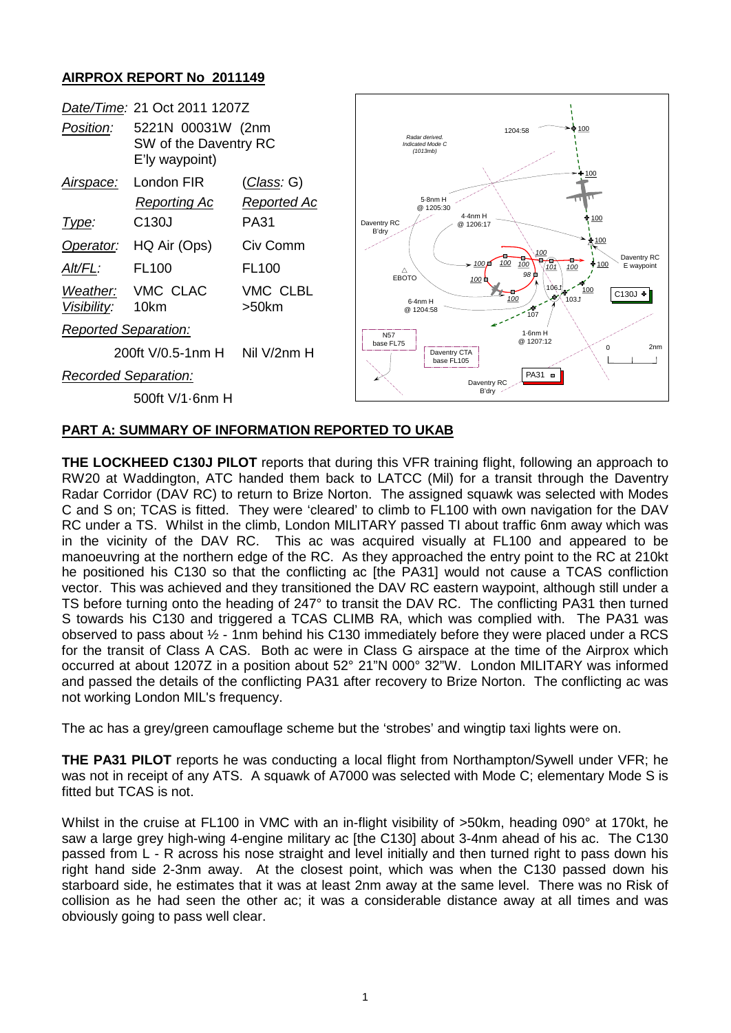## AIRPROX REPORT No 2011149

| | | |
|---|---|---|
| *Date/Time:* | 21 Oct 2011 1207Z | |
| *Position:* | 5221N 00031W (2nm SW of the Daventry RC E'ly waypoint) | |
| *Airspace:* | London FIR | (*Class*: G) |
| | *Reporting Ac* | *Reported Ac* |
| *Type:* | C130J | PA31 |
| *Operator:* | HQ Air (Ops) | Civ Comm |
| *Alt/FL:* | FL100 | FL100 |
| *Weather:* | VMC CLAC | VMC CLBL |
| *Visibility:* | 10km | >50km |
| *Reported Separation:* | | |
| | 200ft V/0.5-1nm H | Nil V/2nm H |
| *Recorded Separation:* | | |
| | 500ft V/1·6nm H | |

### PART A: SUMMARY OF INFORMATION REPORTED TO UKAB

**THE LOCKHEED C130J PILOT** reports that during this VFR training flight, following an approach to RW20 at Waddington, ATC handed them back to LATCC (Mil) for a transit through the Daventry Radar Corridor (DAV RC) to return to Brize Norton. The assigned squawk was selected with Modes C and S on; TCAS is fitted. They were 'cleared' to climb to FL100 with own navigation for the DAV RC under a TS. Whilst in the climb, London MILITARY passed TI about traffic 6nm away which was in the vicinity of the DAV RC. This ac was acquired visually at FL100 and appeared to be manoeuvring at the northern edge of the RC. As they approached the entry point to the RC at 210kt he positioned his C130 so that the conflicting ac [the PA31] would not cause a TCAS confliction vector. This was achieved and they transitioned the DAV RC eastern waypoint, although still under a TS before turning onto the heading of 247° to transit the DAV RC. The conflicting PA31 then turned S towards his C130 and triggered a TCAS CLIMB RA, which was complied with. The PA31 was observed to pass about ½ - 1nm behind his C130 immediately before they were placed under a RCS for the transit of Class A CAS. Both ac were in Class G airspace at the time of the Airprox which occurred at about 1207Z in a position about 52° 21"N 000° 32"W. London MILITARY was informed and passed the details of the conflicting PA31 after recovery to Brize Norton. The conflicting ac was not working London MIL's frequency.

The ac has a grey/green camouflage scheme but the 'strobes' and wingtip taxi lights were on.

**THE PA31 PILOT** reports he was conducting a local flight from Northampton/Sywell under VFR; he was not in receipt of any ATS. A squawk of A7000 was selected with Mode C; elementary Mode S is fitted but TCAS is not.

Whilst in the cruise at FL100 in VMC with an in-flight visibility of >50km, heading 090° at 170kt, he saw a large grey high-wing 4-engine military ac [the C130] about 3-4nm ahead of his ac. The C130 passed from L - R across his nose straight and level initially and then turned right to pass down his right hand side 2-3nm away. At the closest point, which was when the C130 passed down his starboard side, he estimates that it was at least 2nm away at the same level. There was no Risk of collision as he had seen the other ac; it was a considerable distance away at all times and was obviously going to pass well clear.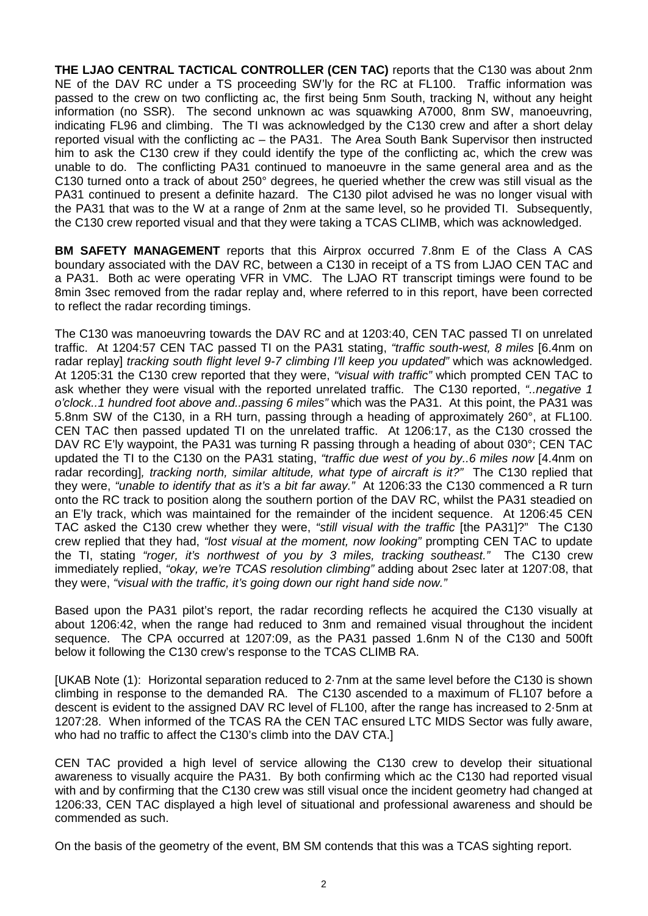**THE LJAO CENTRAL TACTICAL CONTROLLER (CEN TAC)** reports that the C130 was about 2nm NE of the DAV RC under a TS proceeding SW'ly for the RC at FL100. Traffic information was passed to the crew on two conflicting ac, the first being 5nm South, tracking N, without any height information (no SSR). The second unknown ac was squawking A7000, 8nm SW, manoeuvring, indicating FL96 and climbing. The TI was acknowledged by the C130 crew and after a short delay reported visual with the conflicting ac – the PA31. The Area South Bank Supervisor then instructed him to ask the C130 crew if they could identify the type of the conflicting ac, which the crew was unable to do. The conflicting PA31 continued to manoeuvre in the same general area and as the C130 turned onto a track of about 250° degrees, he queried whether the crew was still visual as the PA31 continued to present a definite hazard. The C130 pilot advised he was no longer visual with the PA31 that was to the W at a range of 2nm at the same level, so he provided TI. Subsequently, the C130 crew reported visual and that they were taking a TCAS CLIMB, which was acknowledged.

**BM SAFETY MANAGEMENT** reports that this Airprox occurred 7.8nm E of the Class A CAS boundary associated with the DAV RC, between a C130 in receipt of a TS from LJAO CEN TAC and a PA31. Both ac were operating VFR in VMC. The LJAO RT transcript timings were found to be 8min 3sec removed from the radar replay and, where referred to in this report, have been corrected to reflect the radar recording timings.

The C130 was manoeuvring towards the DAV RC and at 1203:40, CEN TAC passed TI on unrelated traffic. At 1204:57 CEN TAC passed TI on the PA31 stating, *"traffic south-west, 8 miles* [6.4nm on radar replay] *tracking south flight level 9-7 climbing I'll keep you updated"* which was acknowledged. At 1205:31 the C130 crew reported that they were, *"visual with traffic"* which prompted CEN TAC to ask whether they were visual with the reported unrelated traffic. The C130 reported, *"..negative 1 o'clock..1 hundred foot above and..passing 6 miles"* which was the PA31. At this point, the PA31 was 5.8nm SW of the C130, in a RH turn, passing through a heading of approximately 260°, at FL100. CEN TAC then passed updated TI on the unrelated traffic. At 1206:17, as the C130 crossed the DAV RC E'ly waypoint, the PA31 was turning R passing through a heading of about 030°; CEN TAC updated the TI to the C130 on the PA31 stating, *"traffic due west of you by..6 miles now* [4.4nm on radar recording]*, tracking north, similar altitude, what type of aircraft is it?"* The C130 replied that they were, *"unable to identify that as it's a bit far away."* At 1206:33 the C130 commenced a R turn onto the RC track to position along the southern portion of the DAV RC, whilst the PA31 steadied on an E'ly track, which was maintained for the remainder of the incident sequence. At 1206:45 CEN TAC asked the C130 crew whether they were, *"still visual with the traffic* [the PA31]?" The C130 crew replied that they had, *"lost visual at the moment, now looking"* prompting CEN TAC to update the TI, stating *"roger, it's northwest of you by 3 miles, tracking southeast."* The C130 crew immediately replied, *"okay, we're TCAS resolution climbing"* adding about 2sec later at 1207:08, that they were, *"visual with the traffic, it's going down our right hand side now."*

Based upon the PA31 pilot's report, the radar recording reflects he acquired the C130 visually at about 1206:42, when the range had reduced to 3nm and remained visual throughout the incident sequence. The CPA occurred at 1207:09, as the PA31 passed 1.6nm N of the C130 and 500ft below it following the C130 crew's response to the TCAS CLIMB RA.

[UKAB Note (1): Horizontal separation reduced to 2·7nm at the same level before the C130 is shown climbing in response to the demanded RA. The C130 ascended to a maximum of FL107 before a descent is evident to the assigned DAV RC level of FL100, after the range has increased to 2·5nm at 1207:28. When informed of the TCAS RA the CEN TAC ensured LTC MIDS Sector was fully aware, who had no traffic to affect the C130's climb into the DAV CTA.]

CEN TAC provided a high level of service allowing the C130 crew to develop their situational awareness to visually acquire the PA31. By both confirming which ac the C130 had reported visual with and by confirming that the C130 crew was still visual once the incident geometry had changed at 1206:33, CEN TAC displayed a high level of situational and professional awareness and should be commended as such.

On the basis of the geometry of the event, BM SM contends that this was a TCAS sighting report.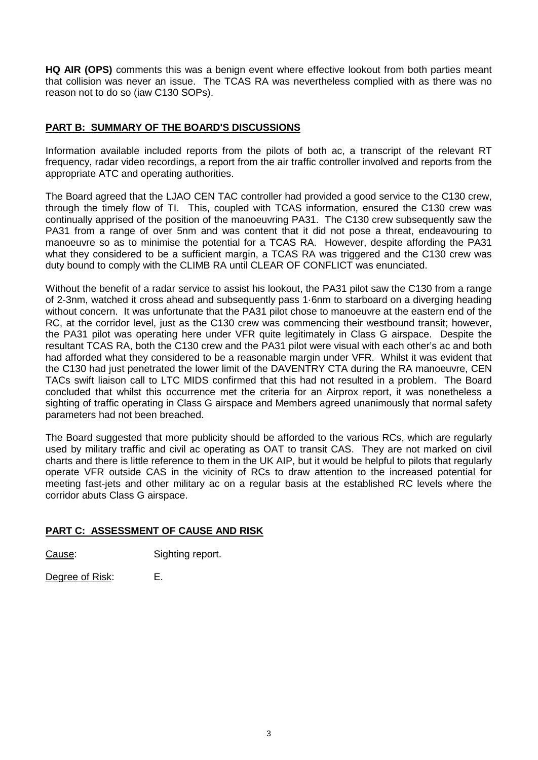**HQ AIR (OPS)** comments this was a benign event where effective lookout from both parties meant that collision was never an issue. The TCAS RA was nevertheless complied with as there was no reason not to do so (iaw C130 SOPs).

## PART B: SUMMARY OF THE BOARD'S DISCUSSIONS

Information available included reports from the pilots of both ac, a transcript of the relevant RT frequency, radar video recordings, a report from the air traffic controller involved and reports from the appropriate ATC and operating authorities.

The Board agreed that the LJAO CEN TAC controller had provided a good service to the C130 crew, through the timely flow of TI. This, coupled with TCAS information, ensured the C130 crew was continually apprised of the position of the manoeuvring PA31. The C130 crew subsequently saw the PA31 from a range of over 5nm and was content that it did not pose a threat, endeavouring to manoeuvre so as to minimise the potential for a TCAS RA. However, despite affording the PA31 what they considered to be a sufficient margin, a TCAS RA was triggered and the C130 crew was duty bound to comply with the CLIMB RA until CLEAR OF CONFLICT was enunciated.

Without the benefit of a radar service to assist his lookout, the PA31 pilot saw the C130 from a range of 2-3nm, watched it cross ahead and subsequently pass 1·6nm to starboard on a diverging heading without concern. It was unfortunate that the PA31 pilot chose to manoeuvre at the eastern end of the RC, at the corridor level, just as the C130 crew was commencing their westbound transit; however, the PA31 pilot was operating here under VFR quite legitimately in Class G airspace. Despite the resultant TCAS RA, both the C130 crew and the PA31 pilot were visual with each other's ac and both had afforded what they considered to be a reasonable margin under VFR. Whilst it was evident that the C130 had just penetrated the lower limit of the DAVENTRY CTA during the RA manoeuvre, CEN TACs swift liaison call to LTC MIDS confirmed that this had not resulted in a problem. The Board concluded that whilst this occurrence met the criteria for an Airprox report, it was nonetheless a sighting of traffic operating in Class G airspace and Members agreed unanimously that normal safety parameters had not been breached.

The Board suggested that more publicity should be afforded to the various RCs, which are regularly used by military traffic and civil ac operating as OAT to transit CAS. They are not marked on civil charts and there is little reference to them in the UK AIP, but it would be helpful to pilots that regularly operate VFR outside CAS in the vicinity of RCs to draw attention to the increased potential for meeting fast-jets and other military ac on a regular basis at the established RC levels where the corridor abuts Class G airspace.

## PART C: ASSESSMENT OF CAUSE AND RISK

Cause: Sighting report.

Degree of Risk: E.